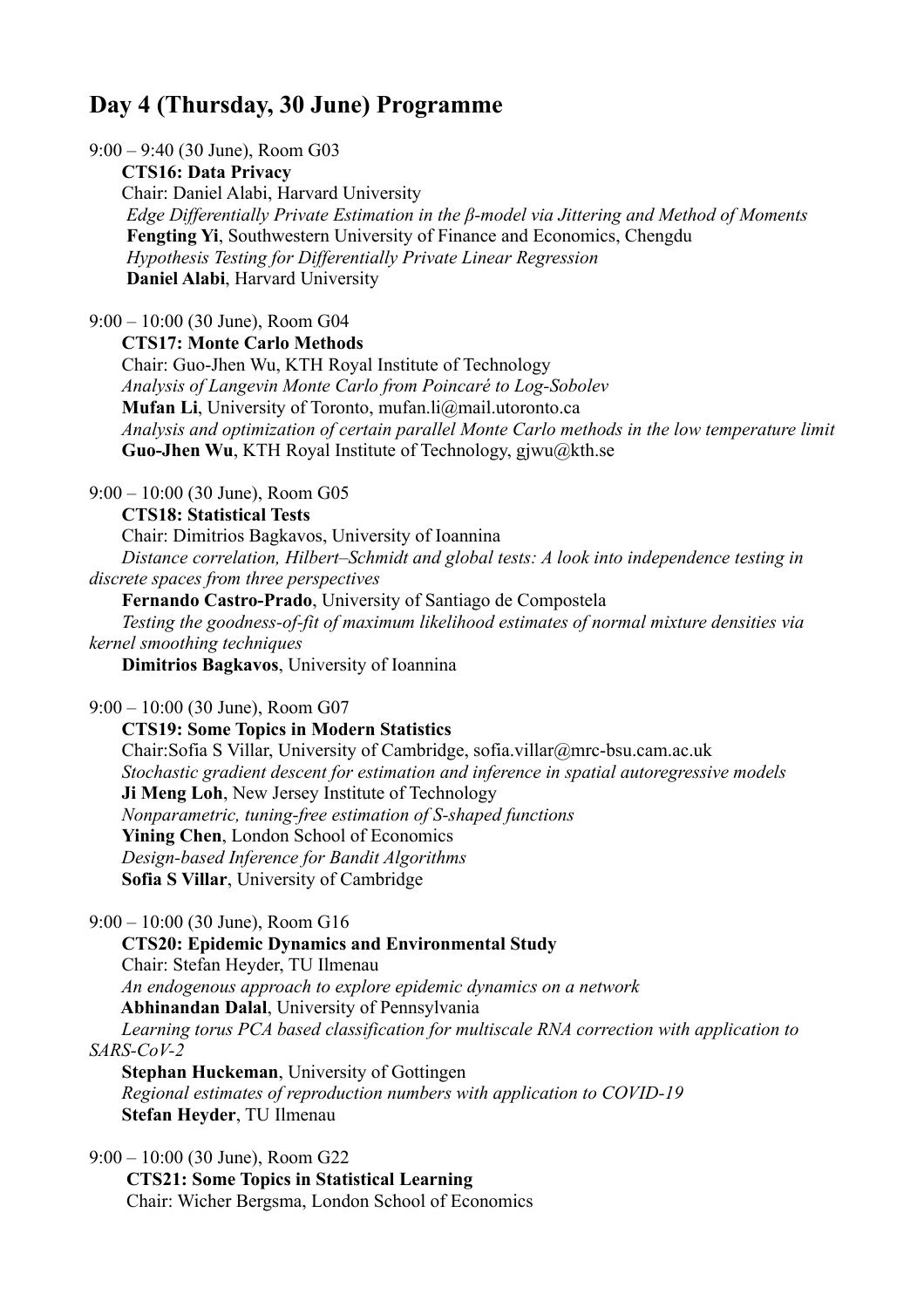## Day 4 (Thursday, 30 June) Programme

9:00 – 9:40 (30 June), Room G03

**CTS16: Data Privacy**

Chair: Daniel Alabi, Harvard University

*Edge Differentially Private Estimation in the β-model via Jittering and Method of Moments*

**Fengting Yi**, Southwestern University of Finance and Economics, Chengdu

*Hypothesis Testing for Differentially Private Linear Regression*

**Daniel Alabi**, Harvard University

9:00 – 10:00 (30 June), Room G04

**CTS17: Monte Carlo Methods**

Chair: Guo-Jhen Wu, KTH Royal Institute of Technology

*Analysis of Langevin Monte Carlo from Poincaré to Log-Sobolev*

**Mufan Li**, University of Toronto, mufan.li@mail.utoronto.ca

*Analysis and optimization of certain parallel Monte Carlo methods in the low temperature limit*

**Guo-Jhen Wu**, KTH Royal Institute of Technology, gjwu@kth.se

9:00 – 10:00 (30 June), Room G05

**CTS18: Statistical Tests**

Chair: Dimitrios Bagkavos, University of Ioannina

*Distance correlation, Hilbert–Schmidt and global tests: A look into independence testing in discrete spaces from three perspectives*

**Fernando Castro-Prado**, University of Santiago de Compostela

*Testing the goodness-of-fit of maximum likelihood estimates of normal mixture densities via kernel smoothing techniques*

**Dimitrios Bagkavos**, University of Ioannina

9:00 – 10:00 (30 June), Room G07

**CTS19: Some Topics in Modern Statistics**

Chair:Sofia S Villar, University of Cambridge, sofia.villar@mrc-bsu.cam.ac.uk

*Stochastic gradient descent for estimation and inference in spatial autoregressive models*

**Ji Meng Loh**, New Jersey Institute of Technology

*Nonparametric, tuning-free estimation of S-shaped functions*

**Yining Chen**, London School of Economics

*Design-based Inference for Bandit Algorithms*

**Sofia S Villar**, University of Cambridge

9:00 – 10:00 (30 June), Room G16

**CTS20: Epidemic Dynamics and Environmental Study**

Chair: Stefan Heyder, TU Ilmenau

*An endogenous approach to explore epidemic dynamics on a network*

**Abhinandan Dalal**, University of Pennsylvania

*Learning torus PCA based classification for multiscale RNA correction with application to SARS-CoV-2*

**Stephan Huckeman**, University of Gottingen

*Regional estimates of reproduction numbers with application to COVID-19*

**Stefan Heyder**, TU Ilmenau

9:00 – 10:00 (30 June), Room G22

**CTS21: Some Topics in Statistical Learning**

Chair: Wicher Bergsma, London School of Economics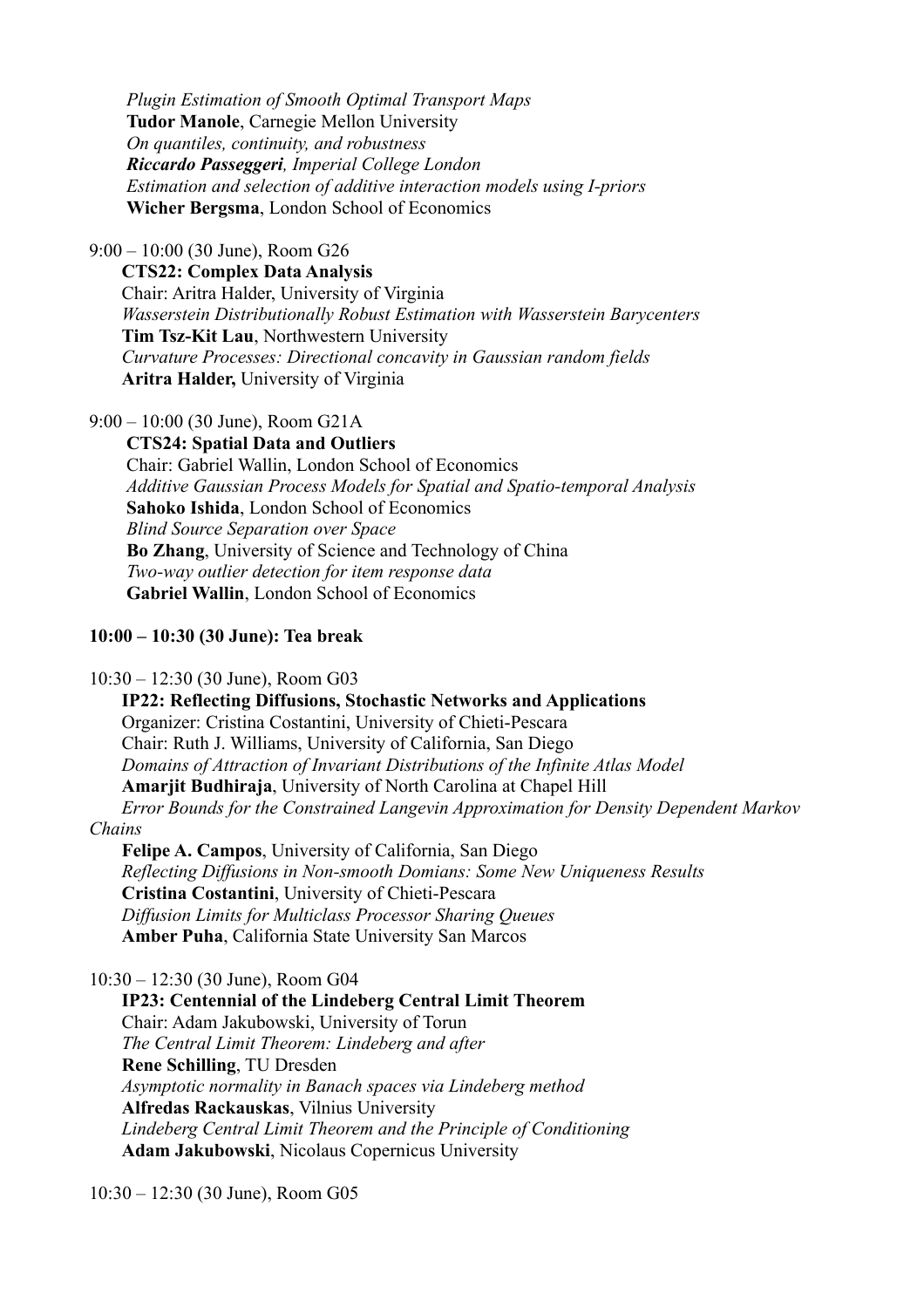*Plugin Estimation of Smooth Optimal Transport Maps*
**Tudor Manole**, Carnegie Mellon University
*On quantiles, continuity, and robustness*
***Riccardo Passeggeri**, Imperial College London*
*Estimation and selection of additive interaction models using I-priors*
**Wicher Bergsma**, London School of Economics

9:00 – 10:00 (30 June), Room G26
**CTS22: Complex Data Analysis**
Chair: Aritra Halder, University of Virginia
*Wasserstein Distributionally Robust Estimation with Wasserstein Barycenters*
**Tim Tsz-Kit Lau**, Northwestern University
*Curvature Processes: Directional concavity in Gaussian random fields*
**Aritra Halder,** University of Virginia

9:00 – 10:00 (30 June), Room G21A
**CTS24: Spatial Data and Outliers**
Chair: Gabriel Wallin, London School of Economics
*Additive Gaussian Process Models for Spatial and Spatio-temporal Analysis*
**Sahoko Ishida**, London School of Economics
*Blind Source Separation over Space*
**Bo Zhang**, University of Science and Technology of China
*Two-way outlier detection for item response data*
**Gabriel Wallin**, London School of Economics

**10:00 – 10:30 (30 June): Tea break**

10:30 – 12:30 (30 June), Room G03
**IP22: Reflecting Diffusions, Stochastic Networks and Applications**
Organizer: Cristina Costantini, University of Chieti-Pescara
Chair: Ruth J. Williams, University of California, San Diego
*Domains of Attraction of Invariant Distributions of the Infinite Atlas Model*
**Amarjit Budhiraja**, University of North Carolina at Chapel Hill
*Error Bounds for the Constrained Langevin Approximation for Density Dependent Markov Chains*
**Felipe A. Campos**, University of California, San Diego
*Reflecting Diffusions in Non-smooth Domians: Some New Uniqueness Results*
**Cristina Costantini**, University of Chieti-Pescara
*Diffusion Limits for Multiclass Processor Sharing Queues*
**Amber Puha**, California State University San Marcos

10:30 – 12:30 (30 June), Room G04
**IP23: Centennial of the Lindeberg Central Limit Theorem**
Chair: Adam Jakubowski, University of Torun
*The Central Limit Theorem: Lindeberg and after*
**Rene Schilling**, TU Dresden
*Asymptotic normality in Banach spaces via Lindeberg method*
**Alfredas Rackauskas**, Vilnius University
*Lindeberg Central Limit Theorem and the Principle of Conditioning*
**Adam Jakubowski**, Nicolaus Copernicus University

10:30 – 12:30 (30 June), Room G05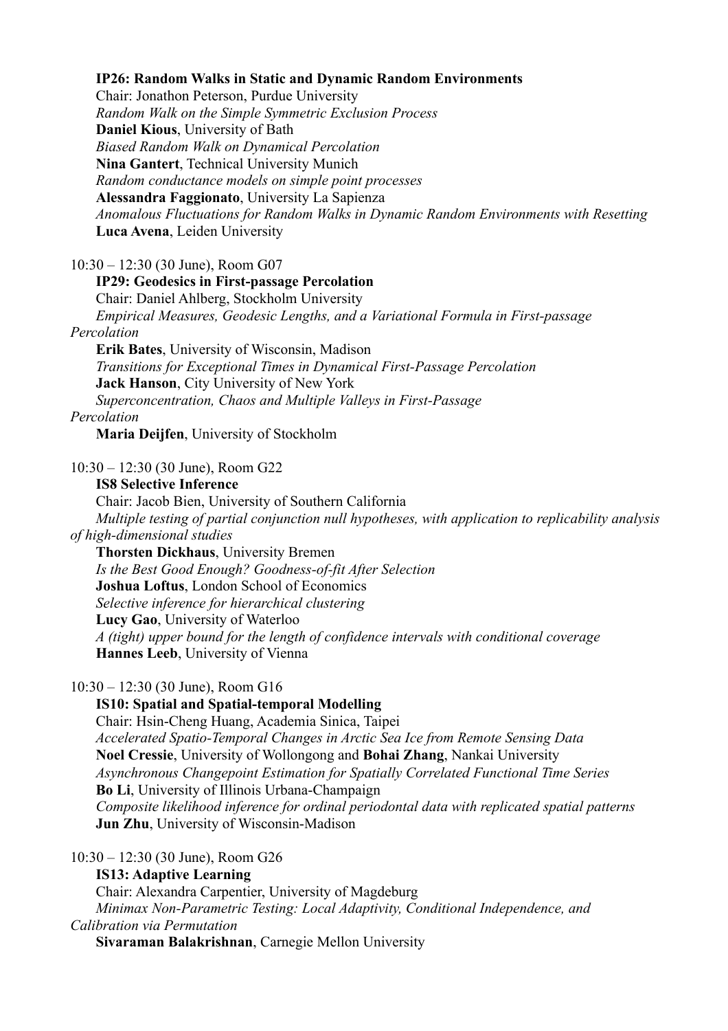**IP26: Random Walks in Static and Dynamic Random Environments**
Chair: Jonathon Peterson, Purdue University
*Random Walk on the Simple Symmetric Exclusion Process*
**Daniel Kious**, University of Bath
*Biased Random Walk on Dynamical Percolation*
**Nina Gantert**, Technical University Munich
*Random conductance models on simple point processes*
**Alessandra Faggionato**, University La Sapienza
*Anomalous Fluctuations for Random Walks in Dynamic Random Environments with Resetting*
**Luca Avena**, Leiden University

10:30 – 12:30 (30 June), Room G07

**IP29: Geodesics in First-passage Percolation**
Chair: Daniel Ahlberg, Stockholm University
*Empirical Measures, Geodesic Lengths, and a Variational Formula in First-passage Percolation*
**Erik Bates**, University of Wisconsin, Madison
*Transitions for Exceptional Times in Dynamical First-Passage Percolation*
**Jack Hanson**, City University of New York
*Superconcentration, Chaos and Multiple Valleys in First-Passage Percolation*
**Maria Deijfen**, University of Stockholm

10:30 – 12:30 (30 June), Room G22

**IS8 Selective Inference**
Chair: Jacob Bien, University of Southern California
*Multiple testing of partial conjunction null hypotheses, with application to replicability analysis of high-dimensional studies*
**Thorsten Dickhaus**, University Bremen
*Is the Best Good Enough? Goodness-of-fit After Selection*
**Joshua Loftus**, London School of Economics
*Selective inference for hierarchical clustering*
**Lucy Gao**, University of Waterloo
*A (tight) upper bound for the length of confidence intervals with conditional coverage*
**Hannes Leeb**, University of Vienna

10:30 – 12:30 (30 June), Room G16

**IS10: Spatial and Spatial-temporal Modelling**
Chair: Hsin-Cheng Huang, Academia Sinica, Taipei
*Accelerated Spatio-Temporal Changes in Arctic Sea Ice from Remote Sensing Data*
**Noel Cressie**, University of Wollongong and **Bohai Zhang**, Nankai University
*Asynchronous Changepoint Estimation for Spatially Correlated Functional Time Series*
**Bo Li**, University of Illinois Urbana-Champaign
*Composite likelihood inference for ordinal periodontal data with replicated spatial patterns*
**Jun Zhu**, University of Wisconsin-Madison

10:30 – 12:30 (30 June), Room G26

**IS13: Adaptive Learning**
Chair: Alexandra Carpentier, University of Magdeburg
*Minimax Non-Parametric Testing: Local Adaptivity, Conditional Independence, and Calibration via Permutation*
**Sivaraman Balakrishnan**, Carnegie Mellon University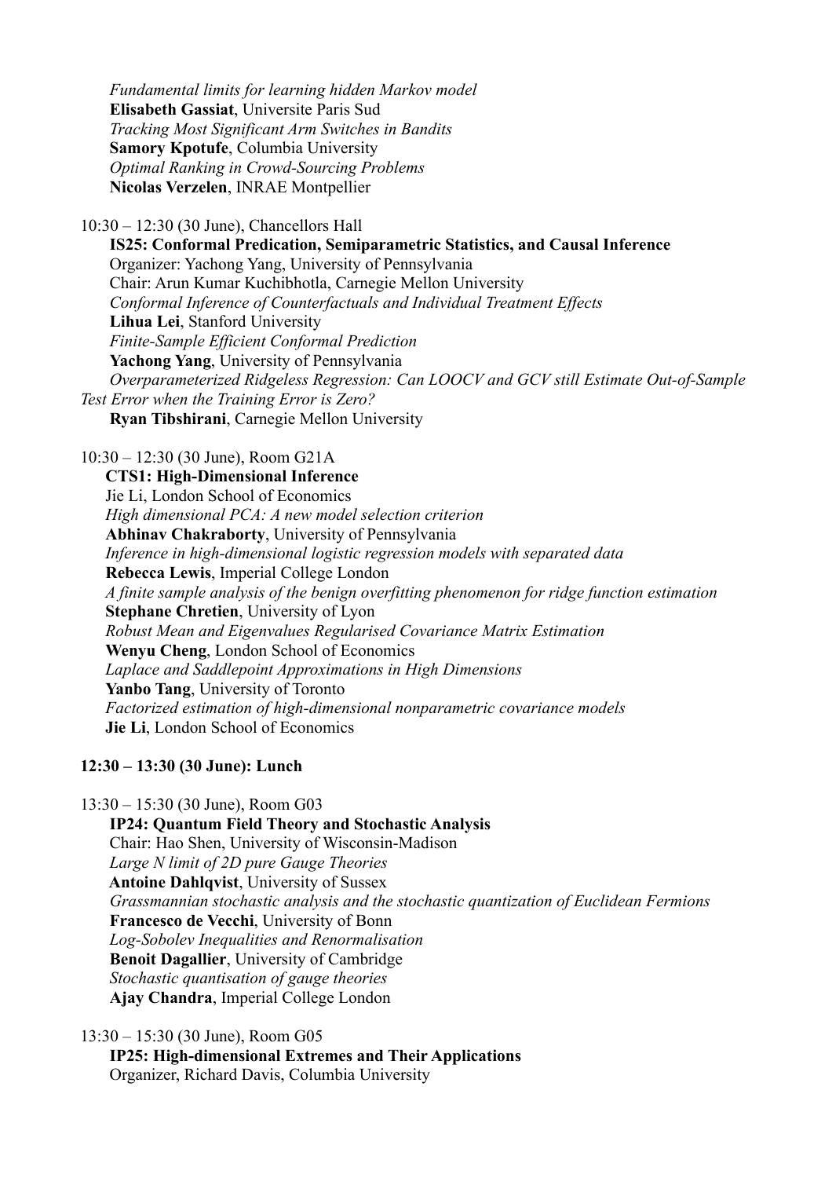*Fundamental limits for learning hidden Markov model*
**Elisabeth Gassiat**, Universite Paris Sud
*Tracking Most Significant Arm Switches in Bandits*
**Samory Kpotufe**, Columbia University
*Optimal Ranking in Crowd-Sourcing Problems*
**Nicolas Verzelen**, INRAE Montpellier

10:30 – 12:30 (30 June), Chancellors Hall
**IS25: Conformal Predication, Semiparametric Statistics, and Causal Inference**
Organizer: Yachong Yang, University of Pennsylvania
Chair: Arun Kumar Kuchibhotla, Carnegie Mellon University
*Conformal Inference of Counterfactuals and Individual Treatment Effects*
**Lihua Lei**, Stanford University
*Finite-Sample Efficient Conformal Prediction*
**Yachong Yang**, University of Pennsylvania
*Overparameterized Ridgeless Regression: Can LOOCV and GCV still Estimate Out-of-Sample Test Error when the Training Error is Zero?*
**Ryan Tibshirani**, Carnegie Mellon University

10:30 – 12:30 (30 June), Room G21A
**CTS1: High-Dimensional Inference**
Jie Li, London School of Economics
*High dimensional PCA: A new model selection criterion*
**Abhinav Chakraborty**, University of Pennsylvania
*Inference in high-dimensional logistic regression models with separated data*
**Rebecca Lewis**, Imperial College London
*A finite sample analysis of the benign overfitting phenomenon for ridge function estimation*
**Stephane Chretien**, University of Lyon
*Robust Mean and Eigenvalues Regularised Covariance Matrix Estimation*
**Wenyu Cheng**, London School of Economics
*Laplace and Saddlepoint Approximations in High Dimensions*
**Yanbo Tang**, University of Toronto
*Factorized estimation of high-dimensional nonparametric covariance models*
**Jie Li**, London School of Economics

**12:30 – 13:30 (30 June): Lunch**

13:30 – 15:30 (30 June), Room G03
**IP24: Quantum Field Theory and Stochastic Analysis**
Chair: Hao Shen, University of Wisconsin-Madison
*Large N limit of 2D pure Gauge Theories*
**Antoine Dahlqvist**, University of Sussex
*Grassmannian stochastic analysis and the stochastic quantization of Euclidean Fermions*
**Francesco de Vecchi**, University of Bonn
*Log-Sobolev Inequalities and Renormalisation*
**Benoit Dagallier**, University of Cambridge
*Stochastic quantisation of gauge theories*
**Ajay Chandra**, Imperial College London

13:30 – 15:30 (30 June), Room G05
**IP25: High-dimensional Extremes and Their Applications**
Organizer, Richard Davis, Columbia University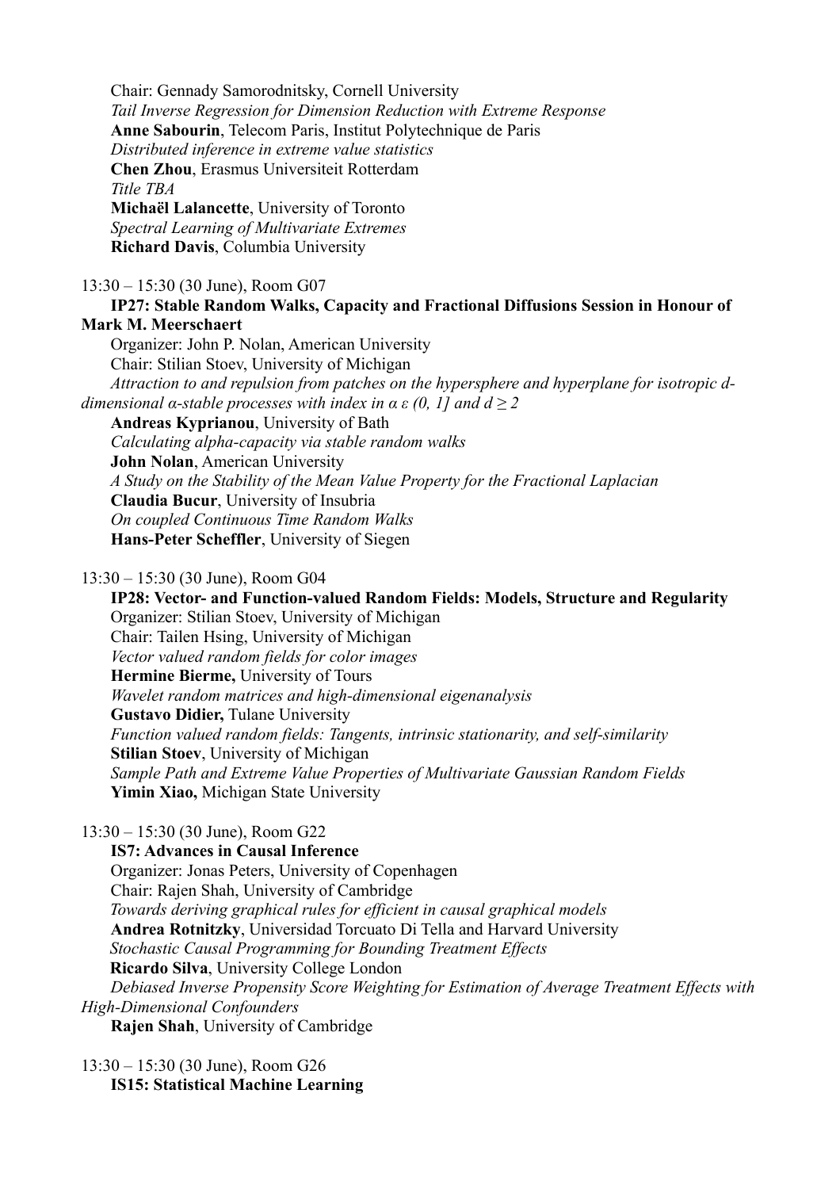Chair: Gennady Samorodnitsky, Cornell University

*Tail Inverse Regression for Dimension Reduction with Extreme Response*

**Anne Sabourin**, Telecom Paris, Institut Polytechnique de Paris

*Distributed inference in extreme value statistics*

**Chen Zhou**, Erasmus Universiteit Rotterdam

*Title TBA*

**Michaël Lalancette**, University of Toronto

*Spectral Learning of Multivariate Extremes*

**Richard Davis**, Columbia University

13:30 – 15:30 (30 June), Room G07

**IP27: Stable Random Walks, Capacity and Fractional Diffusions Session in Honour of Mark M. Meerschaert**

Organizer: John P. Nolan, American University

Chair: Stilian Stoev, University of Michigan

*Attraction to and repulsion from patches on the hypersphere and hyperplane for isotropic d-dimensional α-stable processes with index in $\alpha \varepsilon (0, 1]$ and $d \geq 2$*

**Andreas Kyprianou**, University of Bath

*Calculating alpha-capacity via stable random walks*

**John Nolan**, American University

*A Study on the Stability of the Mean Value Property for the Fractional Laplacian*

**Claudia Bucur**, University of Insubria

*On coupled Continuous Time Random Walks*

**Hans-Peter Scheffler**, University of Siegen

13:30 – 15:30 (30 June), Room G04

**IP28: Vector- and Function-valued Random Fields: Models, Structure and Regularity**

Organizer: Stilian Stoev, University of Michigan

Chair: Tailen Hsing, University of Michigan

*Vector valued random fields for color images*

**Hermine Bierme,** University of Tours

*Wavelet random matrices and high-dimensional eigenanalysis*

**Gustavo Didier,** Tulane University

*Function valued random fields: Tangents, intrinsic stationarity, and self-similarity*

**Stilian Stoev**, University of Michigan

*Sample Path and Extreme Value Properties of Multivariate Gaussian Random Fields*

**Yimin Xiao,** Michigan State University

13:30 – 15:30 (30 June), Room G22

**IS7: Advances in Causal Inference**

Organizer: Jonas Peters, University of Copenhagen

Chair: Rajen Shah, University of Cambridge

*Towards deriving graphical rules for efficient in causal graphical models*

**Andrea Rotnitzky**, Universidad Torcuato Di Tella and Harvard University

*Stochastic Causal Programming for Bounding Treatment Effects*

**Ricardo Silva**, University College London

*Debiased Inverse Propensity Score Weighting for Estimation of Average Treatment Effects with High-Dimensional Confounders*

**Rajen Shah**, University of Cambridge

13:30 – 15:30 (30 June), Room G26

**IS15: Statistical Machine Learning**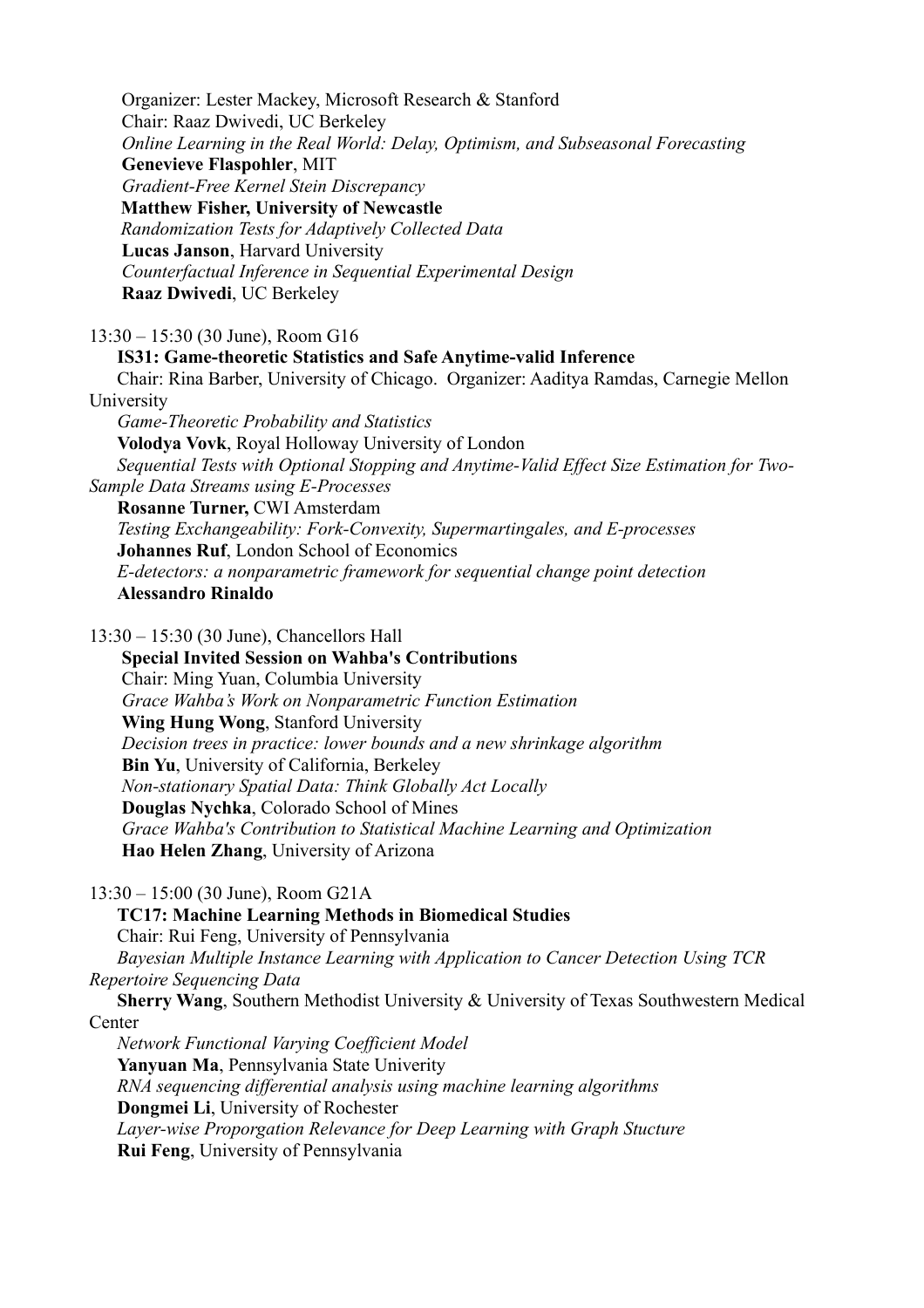Organizer: Lester Mackey, Microsoft Research & Stanford
Chair: Raaz Dwivedi, UC Berkeley
*Online Learning in the Real World: Delay, Optimism, and Subseasonal Forecasting*
**Genevieve Flaspohler**, MIT
*Gradient-Free Kernel Stein Discrepancy*
**Matthew Fisher, University of Newcastle**
*Randomization Tests for Adaptively Collected Data*
**Lucas Janson**, Harvard University
*Counterfactual Inference in Sequential Experimental Design*
**Raaz Dwivedi**, UC Berkeley

13:30 – 15:30 (30 June), Room G16

**IS31: Game-theoretic Statistics and Safe Anytime-valid Inference**
Chair: Rina Barber, University of Chicago. Organizer: Aaditya Ramdas, Carnegie Mellon University
*Game-Theoretic Probability and Statistics*
**Volodya Vovk**, Royal Holloway University of London
*Sequential Tests with Optional Stopping and Anytime-Valid Effect Size Estimation for Two-Sample Data Streams using E-Processes*
**Rosanne Turner,** CWI Amsterdam
*Testing Exchangeability: Fork-Convexity, Supermartingales, and E-processes*
**Johannes Ruf**, London School of Economics
*E-detectors: a nonparametric framework for sequential change point detection*
**Alessandro Rinaldo**

13:30 – 15:30 (30 June), Chancellors Hall

**Special Invited Session on Wahba's Contributions**
Chair: Ming Yuan, Columbia University
*Grace Wahba's Work on Nonparametric Function Estimation*
**Wing Hung Wong**, Stanford University
*Decision trees in practice: lower bounds and a new shrinkage algorithm*
**Bin Yu**, University of California, Berkeley
*Non-stationary Spatial Data: Think Globally Act Locally*
**Douglas Nychka**, Colorado School of Mines
*Grace Wahba's Contribution to Statistical Machine Learning and Optimization*
**Hao Helen Zhang**, University of Arizona

13:30 – 15:00 (30 June), Room G21A

**TC17: Machine Learning Methods in Biomedical Studies**
Chair: Rui Feng, University of Pennsylvania
*Bayesian Multiple Instance Learning with Application to Cancer Detection Using TCR Repertoire Sequencing Data*
**Sherry Wang**, Southern Methodist University & University of Texas Southwestern Medical Center
*Network Functional Varying Coefficient Model*
**Yanyuan Ma**, Pennsylvania State Univerity
*RNA sequencing differential analysis using machine learning algorithms*
**Dongmei Li**, University of Rochester
*Layer-wise Proporgation Relevance for Deep Learning with Graph Stucture*
**Rui Feng**, University of Pennsylvania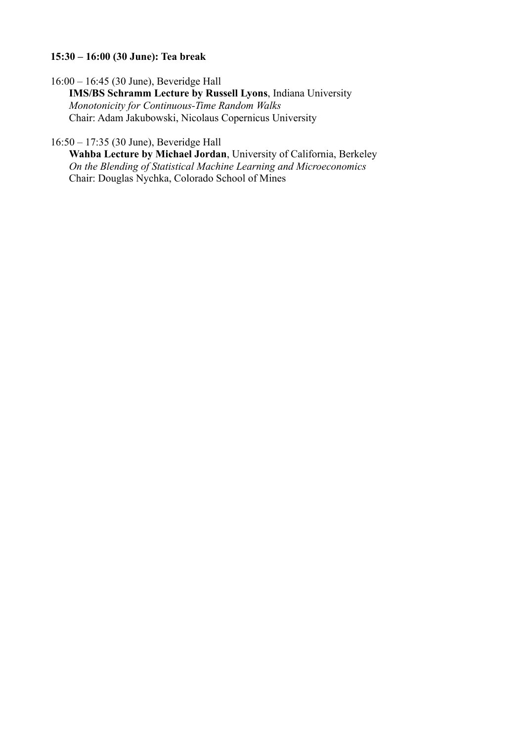**15:30 – 16:00 (30 June): Tea break**

16:00 – 16:45 (30 June), Beveridge Hall
**IMS/BS Schramm Lecture by Russell Lyons**, Indiana University
*Monotonicity for Continuous-Time Random Walks*
Chair: Adam Jakubowski, Nicolaus Copernicus University

16:50 – 17:35 (30 June), Beveridge Hall
**Wahba Lecture by Michael Jordan**, University of California, Berkeley
*On the Blending of Statistical Machine Learning and Microeconomics*
Chair: Douglas Nychka, Colorado School of Mines